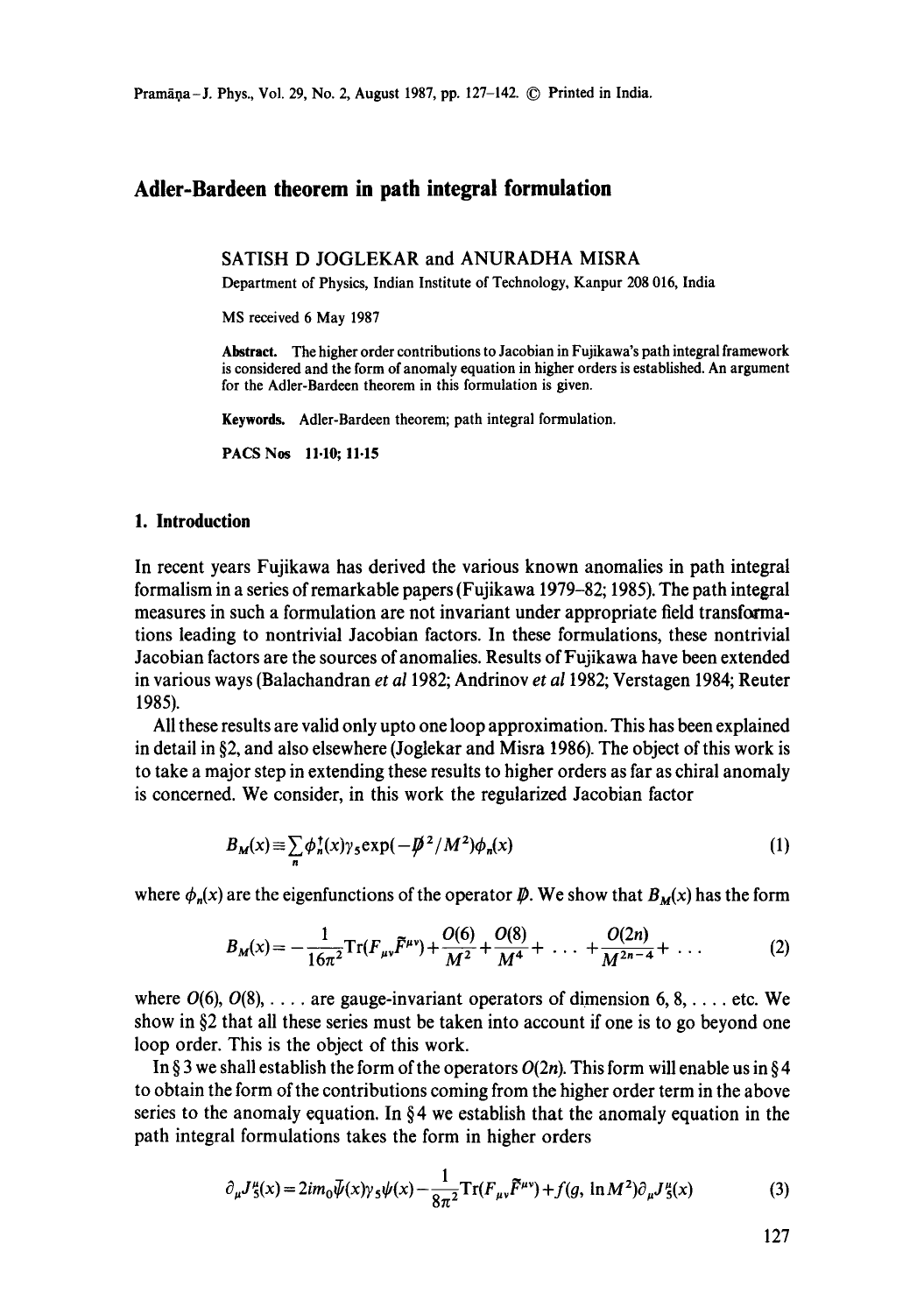# Adler-Bardeen theorem in path integral formulation

SATISH D JOGLEKAR and ANURADHA MISRA

Department of Physics, Indian Institute of Technology, Kanpur 208 016, India

MS received 6 May 1987

**Abstract.** The higher order contributions to Jacobian in Fujikawa's path integral framework is considered and the form of anomaly equation in higher orders is established. An argument for the Adler-Bardeen theorem in this formulation is given.

**Keywords.** Adler-Bardeen theorem; path integral formulation.

**PACS Nos** 11·10; 11·15

## 1. Introduction

In recent years Fujikawa has derived the various known anomalies in path integral formalism in a series of remarkable papers (Fujikawa 1979–82; 1985). The path integral measures in such a formulation are not invariant under appropriate field transformations leading to nontrivial Jacobian factors. In these formulations, these nontrivial Jacobian factors are the sources of anomalies. Results of Fujikawa have been extended in various ways (Balachandran *et al* 1982; Andrinov *et al* 1982; Verstagen 1984; Reuter 1985).

All these results are valid only upto one loop approximation. This has been explained in detail in §2, and also elsewhere (Joglekar and Misra 1986). The object of this work is to take a major step in extending these results to higher orders as far as chiral anomaly is concerned. We consider, in this work the regularized Jacobian factor

$$B_M(x) \equiv \sum_n \phi_n^\dagger(x)\gamma_5 \exp(-\not{D}^2/M^2)\phi_n(x) \tag{1}$$

where $\phi_n(x)$ are the eigenfunctions of the operator $\not{D}$. We show that $B_M(x)$ has the form

$$B_M(x) = -\frac{1}{16\pi^2}\mathrm{Tr}(F_{\mu\nu}\tilde{F}^{\mu\nu}) + \frac{O(6)}{M^2} + \frac{O(8)}{M^4} + \ldots + \frac{O(2n)}{M^{2n-4}} + \ldots \tag{2}$$

where $O(6)$, $O(8)$, .... are gauge-invariant operators of dimension 6, 8, .... etc. We show in §2 that all these series must be taken into account if one is to go beyond one loop order. This is the object of this work.

In §3 we shall establish the form of the operators $O(2n)$. This form will enable us in §4 to obtain the form of the contributions coming from the higher order term in the above series to the anomaly equation. In §4 we establish that the anomaly equation in the path integral formulations takes the form in higher orders

$$\partial_\mu J_5^\mu(x) = 2im_0\bar{\psi}(x)\gamma_5\psi(x) - \frac{1}{8\pi^2}\mathrm{Tr}(F_{\mu\nu}\tilde{F}^{\mu\nu}) + f(g, \ln M^2)\partial_\mu J_5^\mu(x) \tag{3}$$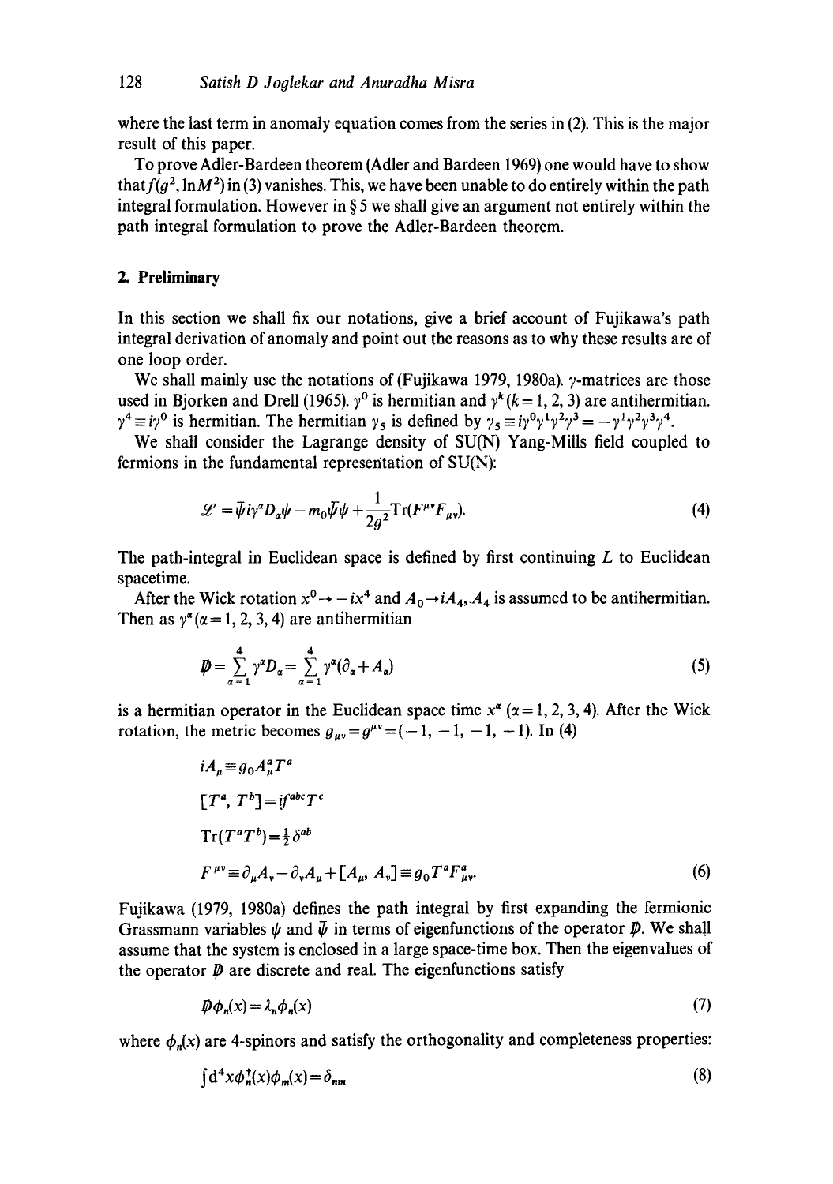where the last term in anomaly equation comes from the series in (2). This is the major result of this paper.

To prove Adler-Bardeen theorem (Adler and Bardeen 1969) one would have to show that $f(g^2, \ln M^2)$ in (3) vanishes. This, we have been unable to do entirely within the path integral formulation. However in § 5 we shall give an argument not entirely within the path integral formulation to prove the Adler-Bardeen theorem.

## 2. Preliminary

In this section we shall fix our notations, give a brief account of Fujikawa's path integral derivation of anomaly and point out the reasons as to why these results are of one loop order.

We shall mainly use the notations of (Fujikawa 1979, 1980a). $\gamma$-matrices are those used in Bjorken and Drell (1965). $\gamma^0$ is hermitian and $\gamma^k$ $(k=1,2,3)$ are antihermitian. $\gamma^4 \equiv i\gamma^0$ is hermitian. The hermitian $\gamma_5$ is defined by $\gamma_5 \equiv i\gamma^0\gamma^1\gamma^2\gamma^3 = -\gamma^1\gamma^2\gamma^3\gamma^4$.

We shall consider the Lagrange density of SU(N) Yang-Mills field coupled to fermions in the fundamental representation of SU(N):

$$\mathscr{L} = \bar{\psi} i\gamma^\alpha D_\alpha \psi - m_0 \bar{\psi}\psi + \frac{1}{2g^2}\mathrm{Tr}(F^{\mu\nu}F_{\mu\nu}). \tag{4}$$

The path-integral in Euclidean space is defined by first continuing $L$ to Euclidean spacetime.

After the Wick rotation $x^0 \to -ix^4$ and $A_0 \to iA_4$, $A_4$ is assumed to be antihermitian. Then as $\gamma^\alpha$ $(\alpha = 1,2,3,4)$ are antihermitian

$$\not{D} = \sum_{\alpha=1}^{4} \gamma^\alpha D_\alpha = \sum_{\alpha=1}^{4} \gamma^\alpha(\partial_\alpha + A_\alpha) \tag{5}$$

is a hermitian operator in the Euclidean space time $x^\alpha$ $(\alpha = 1,2,3,4)$. After the Wick rotation, the metric becomes $g_{\mu\nu} = g^{\mu\nu} = (-1,-1,-1,-1)$. In (4)

$$\begin{aligned}
&iA_\mu \equiv g_0 A_\mu^a T^a \\
&[T^a, T^b] = if^{abc}T^c \\
&\mathrm{Tr}(T^a T^b) = \tfrac{1}{2}\delta^{ab} \\
&F^{\mu\nu} \equiv \partial_\mu A_\nu - \partial_\nu A_\mu + [A_\mu, A_\nu] \equiv g_0 T^a F^a_{\mu\nu}.
\end{aligned} \tag{6}$$

Fujikawa (1979, 1980a) defines the path integral by first expanding the fermionic Grassmann variables $\psi$ and $\bar{\psi}$ in terms of eigenfunctions of the operator $\not{D}$. We shall assume that the system is enclosed in a large space-time box. Then the eigenvalues of the operator $\not{D}$ are discrete and real. The eigenfunctions satisfy

$$\not{D}\phi_n(x) = \lambda_n \phi_n(x) \tag{7}$$

where $\phi_n(x)$ are 4-spinors and satisfy the orthogonality and completeness properties:

$$\int \mathrm{d}^4x\, \phi_n^\dagger(x)\phi_m(x) = \delta_{nm} \tag{8}$$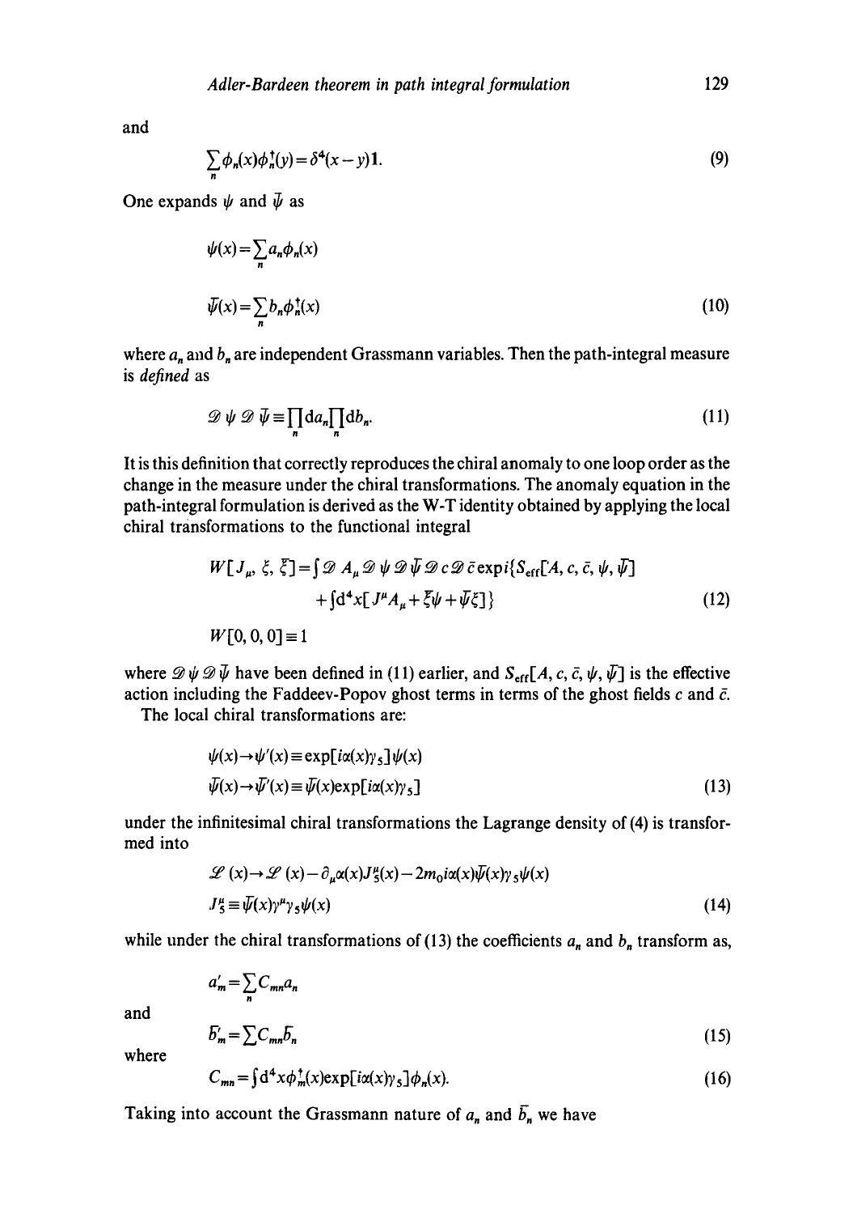and

$$\sum_n \phi_n(x)\phi_n^\dagger(y) = \delta^4(x-y)\mathbf{1}. \tag{9}$$

One expands $\psi$ and $\bar{\psi}$ as

$$\psi(x) = \sum_n a_n \phi_n(x)$$

$$\bar{\psi}(x) = \sum_n b_n \phi_n^\dagger(x) \tag{10}$$

where $a_n$ and $b_n$ are independent Grassmann variables. Then the path-integral measure is *defined* as

$$\mathscr{D}\psi\,\mathscr{D}\bar{\psi} \equiv \prod_n \mathrm{d}a_n \prod_n \mathrm{d}b_n. \tag{11}$$

It is this definition that correctly reproduces the chiral anomaly to one loop order as the change in the measure under the chiral transformations. The anomaly equation in the path-integral formulation is derived as the W-T identity obtained by applying the local chiral transformations to the functional integral

$$\begin{aligned} W[J_\mu, \xi, \bar{\xi}] = \int \mathscr{D}A_\mu \mathscr{D}\psi\,\mathscr{D}\bar{\psi}\,\mathscr{D}c\,\mathscr{D}\bar{c}\exp i\{S_{\mathrm{eff}}[A, c, \bar{c}, \psi, \bar{\psi}] \\ + \int \mathrm{d}^4x[J^\mu A_\mu + \bar{\xi}\psi + \bar{\psi}\xi]\} \end{aligned} \tag{12}$$

$$W[0,0,0] \equiv 1$$

where $\mathscr{D}\psi\,\mathscr{D}\bar{\psi}$ have been defined in (11) earlier, and $S_{\mathrm{eff}}[A, c, \bar{c}, \psi, \bar{\psi}]$ is the effective action including the Faddeev-Popov ghost terms in terms of the ghost fields $c$ and $\bar{c}$.

The local chiral transformations are:

$$\psi(x) \to \psi'(x) \equiv \exp[i\alpha(x)\gamma_5]\psi(x)$$

$$\bar{\psi}(x) \to \bar{\psi}'(x) \equiv \bar{\psi}(x)\exp[i\alpha(x)\gamma_5] \tag{13}$$

under the infinitesimal chiral transformations the Lagrange density of (4) is transformed into

$$\mathscr{L}(x) \to \mathscr{L}(x) - \partial_\mu\alpha(x)J_5^\mu(x) - 2m_0 i\alpha(x)\bar{\psi}(x)\gamma_5\psi(x)$$

$$J_5^\mu \equiv \bar{\psi}(x)\gamma^\mu\gamma_5\psi(x) \tag{14}$$

while under the chiral transformations of (13) the coefficients $a_n$ and $b_n$ transform as,

$$a'_m = \sum_n C_{mn} a_n$$

and

$$\bar{b}'_m = \sum C_{mn} \bar{b}_n \tag{15}$$

where

$$C_{mn} = \int \mathrm{d}^4x\,\phi_m^\dagger(x)\exp[i\alpha(x)\gamma_5]\phi_n(x). \tag{16}$$

Taking into account the Grassmann nature of $a_n$ and $\bar{b}_n$ we have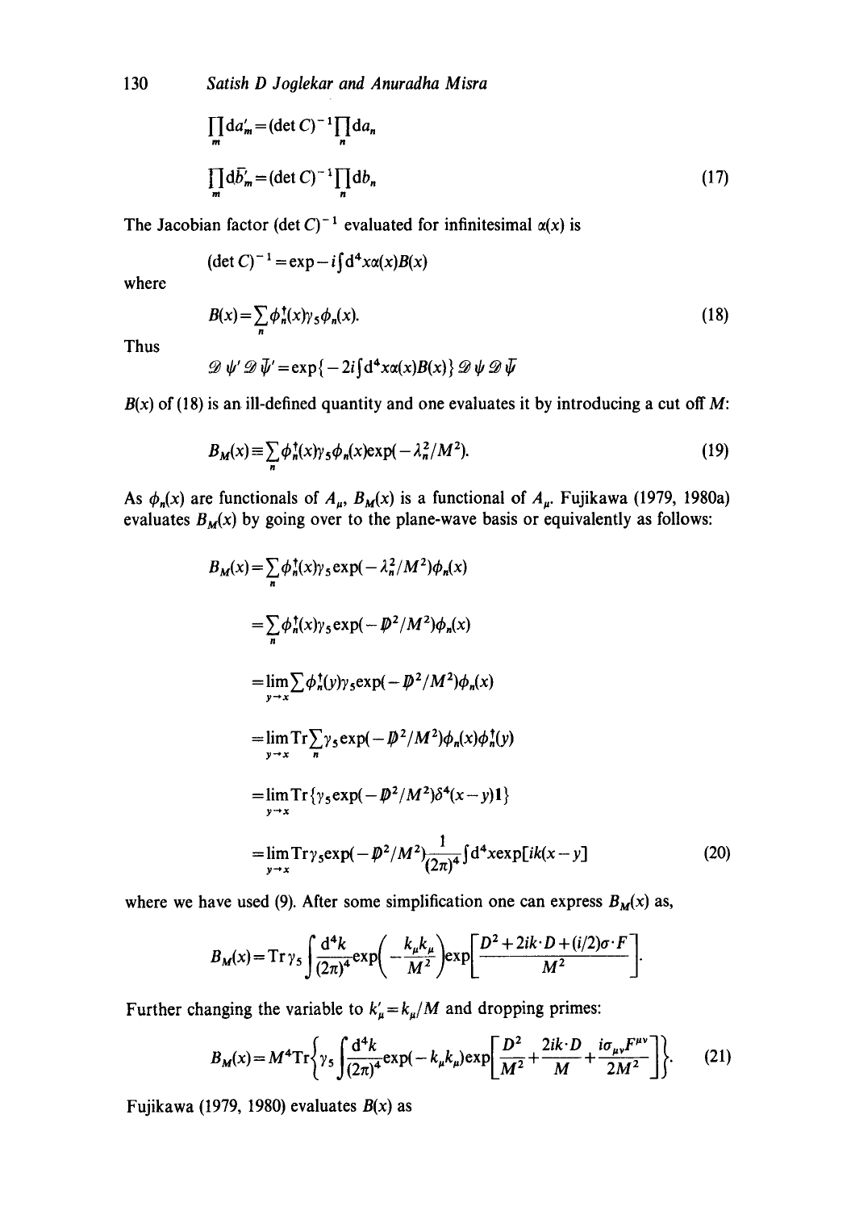$$\prod_m \mathrm{d}a'_m = (\det C)^{-1} \prod_n \mathrm{d}a_n$$

$$\prod_m \mathrm{d}\bar{b}'_m = (\det C)^{-1} \prod_n \mathrm{d}b_n \tag{17}$$

The Jacobian factor $(\det C)^{-1}$ evaluated for infinitesimal $\alpha(x)$ is

$$(\det C)^{-1} = \exp - i \int \mathrm{d}^4 x \alpha(x) B(x)$$

where

$$B(x) = \sum_n \phi_n^\dagger(x) \gamma_5 \phi_n(x). \tag{18}$$

Thus

$$\mathscr{D}\psi' \mathscr{D}\bar{\psi}' = \exp\{-2i \int \mathrm{d}^4 x \alpha(x) B(x)\} \mathscr{D}\psi \mathscr{D}\bar{\psi}$$

$B(x)$ of (18) is an ill-defined quantity and one evaluates it by introducing a cut off $M$:

$$B_M(x) \equiv \sum_n \phi_n^\dagger(x) \gamma_5 \phi_n(x) \exp(-\lambda_n^2/M^2). \tag{19}$$

As $\phi_n(x)$ are functionals of $A_\mu$, $B_M(x)$ is a functional of $A_\mu$. Fujikawa (1979, 1980a) evaluates $B_M(x)$ by going over to the plane-wave basis or equivalently as follows:

$$
\begin{aligned}
B_M(x) &= \sum_n \phi_n^\dagger(x) \gamma_5 \exp(-\lambda_n^2/M^2) \phi_n(x) \\
&= \sum_n \phi_n^\dagger(x) \gamma_5 \exp(-\not{D}^2/M^2) \phi_n(x) \\
&= \lim_{y \to x} \sum \phi_n^\dagger(y) \gamma_5 \exp(-\not{D}^2/M^2) \phi_n(x) \\
&= \lim_{y \to x} \mathrm{Tr} \sum_n \gamma_5 \exp(-\not{D}^2/M^2) \phi_n(x) \phi_n^\dagger(y) \\
&= \lim_{y \to x} \mathrm{Tr} \{\gamma_5 \exp(-\not{D}^2/M^2) \delta^4(x-y) \mathbf{1}\} \\
&= \lim_{y \to x} \mathrm{Tr} \gamma_5 \exp(-\not{D}^2/M^2) \frac{1}{(2\pi)^4} \int \mathrm{d}^4 x \exp[ik(x-y]
\end{aligned}
\tag{20}
$$

where we have used (9). After some simplification one can express $B_M(x)$ as,

$$B_M(x) = \mathrm{Tr}\, \gamma_5 \int \frac{\mathrm{d}^4 k}{(2\pi)^4} \exp\left(-\frac{k_\mu k_\mu}{M^2}\right) \exp\left[\frac{D^2 + 2ik \cdot D + (i/2)\sigma \cdot F}{M^2}\right].$$

Further changing the variable to $k'_\mu = k_\mu / M$ and dropping primes:

$$B_M(x) = M^4 \mathrm{Tr}\left\{\gamma_5 \int \frac{\mathrm{d}^4 k}{(2\pi)^4} \exp(-k_\mu k_\mu) \exp\left[\frac{D^2}{M^2} + \frac{2ik \cdot D}{M} + \frac{i\sigma_{\mu\nu} F^{\mu\nu}}{2M^2}\right]\right\}. \tag{21}$$

Fujikawa (1979, 1980) evaluates $B(x)$ as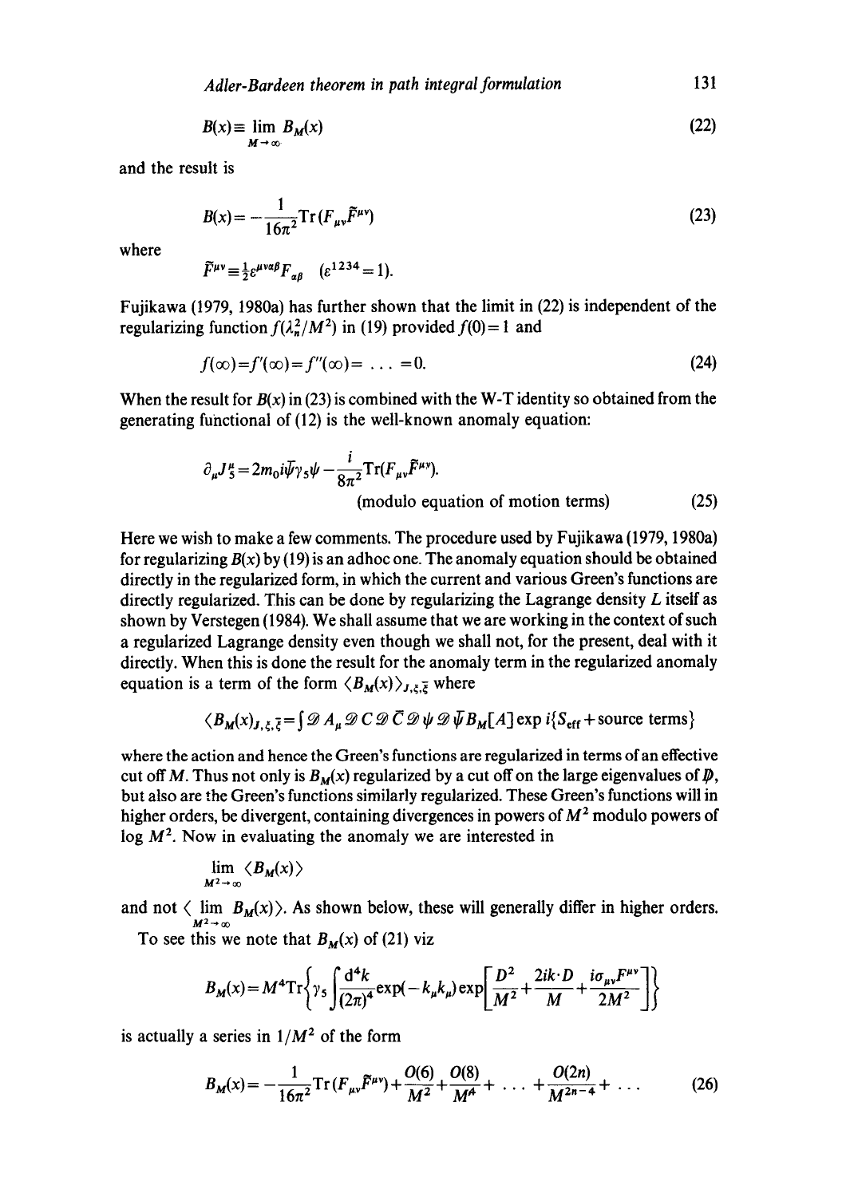$$B(x) \equiv \lim_{M \to \infty} B_M(x) \tag{22}$$

and the result is

$$B(x) = -\frac{1}{16\pi^2} \mathrm{Tr}(F_{\mu\nu}\tilde{F}^{\mu\nu}) \tag{23}$$

where

$$\tilde{F}^{\mu\nu} \equiv \tfrac{1}{2}\varepsilon^{\mu\nu\alpha\beta}F_{\alpha\beta} \quad (\varepsilon^{1234} = 1).$$

Fujikawa (1979, 1980a) has further shown that the limit in (22) is independent of the regularizing function $f(\lambda_n^2/M^2)$ in (19) provided $f(0) = 1$ and

$$f(\infty) = f'(\infty) = f''(\infty) = \ldots = 0. \tag{24}$$

When the result for $B(x)$ in (23) is combined with the W-T identity so obtained from the generating functional of (12) is the well-known anomaly equation:

$$\partial_\mu J_5^\mu = 2m_0 i\bar{\psi}\gamma_5\psi - \frac{i}{8\pi^2}\mathrm{Tr}(F_{\mu\nu}\tilde{F}^{\mu\nu}).$$

(modulo equation of motion terms) (25)

Here we wish to make a few comments. The procedure used by Fujikawa (1979, 1980a) for regularizing $B(x)$ by (19) is an adhoc one. The anomaly equation should be obtained directly in the regularized form, in which the current and various Green's functions are directly regularized. This can be done by regularizing the Lagrange density $L$ itself as shown by Verstegen (1984). We shall assume that we are working in the context of such a regularized Lagrange density even though we shall not, for the present, deal with it directly. When this is done the result for the anomaly term in the regularized anomaly equation is a term of the form $\langle B_M(x)\rangle_{J,\xi,\bar{\xi}}$ where

$$\langle B_M(x)\rangle_{J,\xi,\bar{\xi}} = \int \mathscr{D}A_\mu \mathscr{D}C\mathscr{D}\bar{C}\mathscr{D}\psi\mathscr{D}\bar{\psi}B_M[A]\exp i\{S_{\text{eff}} + \text{source terms}\}$$

where the action and hence the Green's functions are regularized in terms of an effective cut off $M$. Thus not only is $B_M(x)$ regularized by a cut off on the large eigenvalues of $\not{D}$, but also are the Green's functions similarly regularized. These Green's functions will in higher orders, be divergent, containing divergences in powers of $M^2$ modulo powers of $\log M^2$. Now in evaluating the anomaly we are interested in

$$\lim_{M^2 \to \infty} \langle B_M(x)\rangle$$

and not $\langle \lim_{M^2 \to \infty} B_M(x)\rangle$. As shown below, these will generally differ in higher orders.

To see this we note that $B_M(x)$ of (21) viz

$$B_M(x) = M^4 \mathrm{Tr}\left\{\gamma_5 \int \frac{d^4k}{(2\pi)^4}\exp(-k_\mu k_\mu)\exp\left[\frac{D^2}{M^2} + \frac{2ik\cdot D}{M} + \frac{i\sigma_{\mu\nu}F^{\mu\nu}}{2M^2}\right]\right\}$$

is actually a series in $1/M^2$ of the form

$$B_M(x) = -\frac{1}{16\pi^2}\mathrm{Tr}(F_{\mu\nu}\tilde{F}^{\mu\nu}) + \frac{O(6)}{M^2} + \frac{O(8)}{M^4} + \ldots + \frac{O(2n)}{M^{2n-4}} + \ldots \tag{26}$$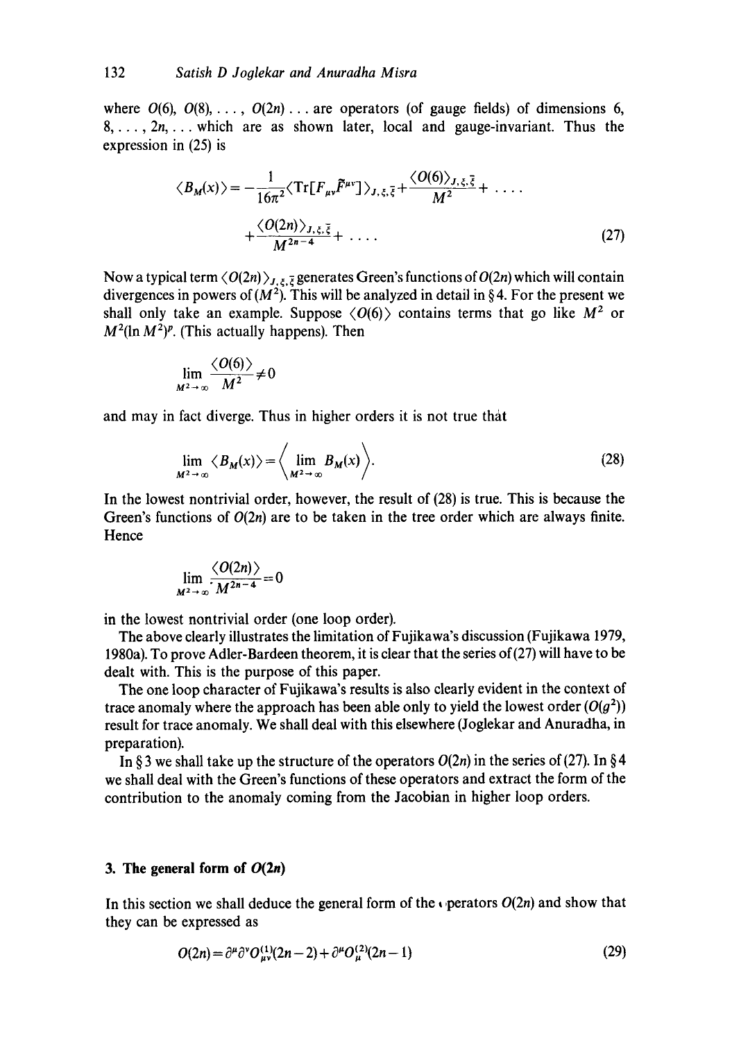where $O(6)$, $O(8)$, ..., $O(2n)$ ... are operators (of gauge fields) of dimensions 6, 8, ..., $2n$, ... which are as shown later, local and gauge-invariant. Thus the expression in (25) is

$$\langle B_M(x)\rangle = -\frac{1}{16\pi^2}\langle \mathrm{Tr}[F_{\mu\nu}\tilde{F}^{\mu\nu}]\rangle_{J,\xi,\bar{\xi}} + \frac{\langle O(6)\rangle_{J,\xi,\bar{\xi}}}{M^2} + \dots$$
$$+ \frac{\langle O(2n)\rangle_{J,\xi,\bar{\xi}}}{M^{2n-4}} + \dots \tag{27}$$

Now a typical term $\langle O(2n)\rangle_{J,\xi,\bar{\xi}}$ generates Green's functions of $O(2n)$ which will contain divergences in powers of $(M^2)$. This will be analyzed in detail in § 4. For the present we shall only take an example. Suppose $\langle O(6)\rangle$ contains terms that go like $M^2$ or $M^2(\ln M^2)^p$. (This actually happens). Then

$$\lim_{M^2\to\infty} \frac{\langle O(6)\rangle}{M^2} \neq 0$$

and may in fact diverge. Thus in higher orders it is not true that

$$\lim_{M^2\to\infty} \langle B_M(x)\rangle = \left\langle \lim_{M^2\to\infty} B_M(x)\right\rangle. \tag{28}$$

In the lowest nontrivial order, however, the result of (28) is true. This is because the Green's functions of $O(2n)$ are to be taken in the tree order which are always finite. Hence

$$\lim_{M^2\to\infty} \frac{\langle O(2n)\rangle}{M^{2n-4}} = 0$$

in the lowest nontrivial order (one loop order).

The above clearly illustrates the limitation of Fujikawa's discussion (Fujikawa 1979, 1980a). To prove Adler-Bardeen theorem, it is clear that the series of (27) will have to be dealt with. This is the purpose of this paper.

The one loop character of Fujikawa's results is also clearly evident in the context of trace anomaly where the approach has been able only to yield the lowest order ($O(g^2)$) result for trace anomaly. We shall deal with this elsewhere (Joglekar and Anuradha, in preparation).

In § 3 we shall take up the structure of the operators $O(2n)$ in the series of (27). In § 4 we shall deal with the Green's functions of these operators and extract the form of the contribution to the anomaly coming from the Jacobian in higher loop orders.

## 3. The general form of $O(2n)$

In this section we shall deduce the general form of the operators $O(2n)$ and show that they can be expressed as

$$O(2n) = \partial^\mu\partial^\nu O^{(1)}_{\mu\nu}(2n-2) + \partial^\mu O^{(2)}_\mu(2n-1) \tag{29}$$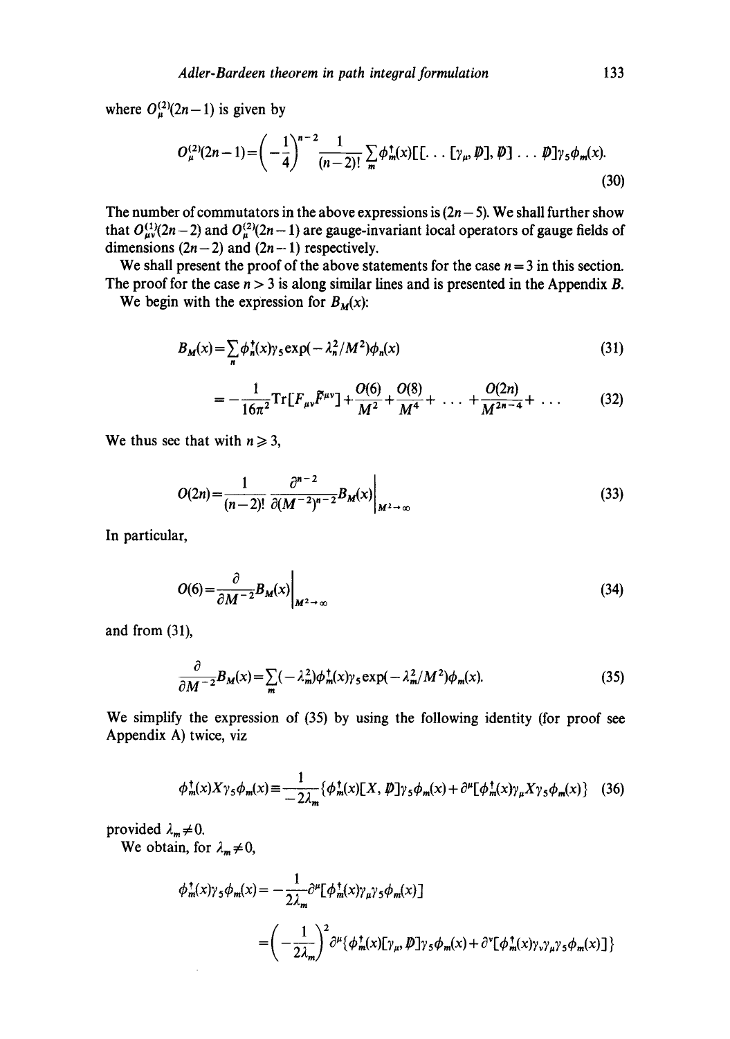where $O^{(2)}_\mu(2n-1)$ is given by

$$O^{(2)}_\mu(2n-1)=\left(-\frac{1}{4}\right)^{n-2}\frac{1}{(n-2)!}\sum_m \phi^\dagger_m(x)[[\ldots[\gamma_\mu, \not{D}], \not{D}]\ldots \not{D}]\gamma_5\phi_m(x). \tag{30}$$

The number of commutators in the above expressions is $(2n-5)$. We shall further show that $O^{(1)}_{\mu\nu}(2n-2)$ and $O^{(2)}_\mu(2n-1)$ are gauge-invariant local operators of gauge fields of dimensions $(2n-2)$ and $(2n-1)$ respectively.

We shall present the proof of the above statements for the case $n=3$ in this section. The proof for the case $n>3$ is along similar lines and is presented in the Appendix *B*.

We begin with the expression for $B_M(x)$:

$$B_M(x)=\sum_n \phi^\dagger_n(x)\gamma_5 \exp(-\lambda_n^2/M^2)\phi_n(x) \tag{31}$$

$$=-\frac{1}{16\pi^2}\mathrm{Tr}[F_{\mu\nu}\tilde{F}^{\mu\nu}]+\frac{O(6)}{M^2}+\frac{O(8)}{M^4}+\ldots+\frac{O(2n)}{M^{2n-4}}+\ldots \tag{32}$$

We thus see that with $n\geqslant 3$,

$$O(2n)=\frac{1}{(n-2)!}\frac{\partial^{n-2}}{\partial(M^{-2})^{n-2}}B_M(x)\bigg|_{M^2\to\infty} \tag{33}$$

In particular,

$$O(6)=\frac{\partial}{\partial M^{-2}}B_M(x)\bigg|_{M^2\to\infty} \tag{34}$$

and from (31),

$$\frac{\partial}{\partial M^{-2}}B_M(x)=\sum_m(-\lambda_m^2)\phi^\dagger_m(x)\gamma_5\exp(-\lambda_m^2/M^2)\phi_m(x). \tag{35}$$

We simplify the expression of (35) by using the following identity (for proof see Appendix A) twice, viz

$$\phi^\dagger_m(x)X\gamma_5\phi_m(x)\equiv\frac{1}{-2\lambda_m}\{\phi^\dagger_m(x)[X,\not{D}]\gamma_5\phi_m(x)+\partial^\mu[\phi^\dagger_m(x)\gamma_\mu X\gamma_5\phi_m(x)\} \tag{36}$$

provided $\lambda_m\neq 0$.

We obtain, for $\lambda_m\neq 0$,

$$\phi^\dagger_m(x)\gamma_5\phi_m(x)=-\frac{1}{2\lambda_m}\partial^\mu[\phi^\dagger_m(x)\gamma_\mu\gamma_5\phi_m(x)]$$

$$=\left(-\frac{1}{2\lambda_m}\right)^2\partial^\mu\{\phi^\dagger_m(x)[\gamma_\mu,\not{D}]\gamma_5\phi_m(x)+\partial^\nu[\phi^\dagger_m(x)\gamma_\nu\gamma_\mu\gamma_5\phi_m(x)]\}$$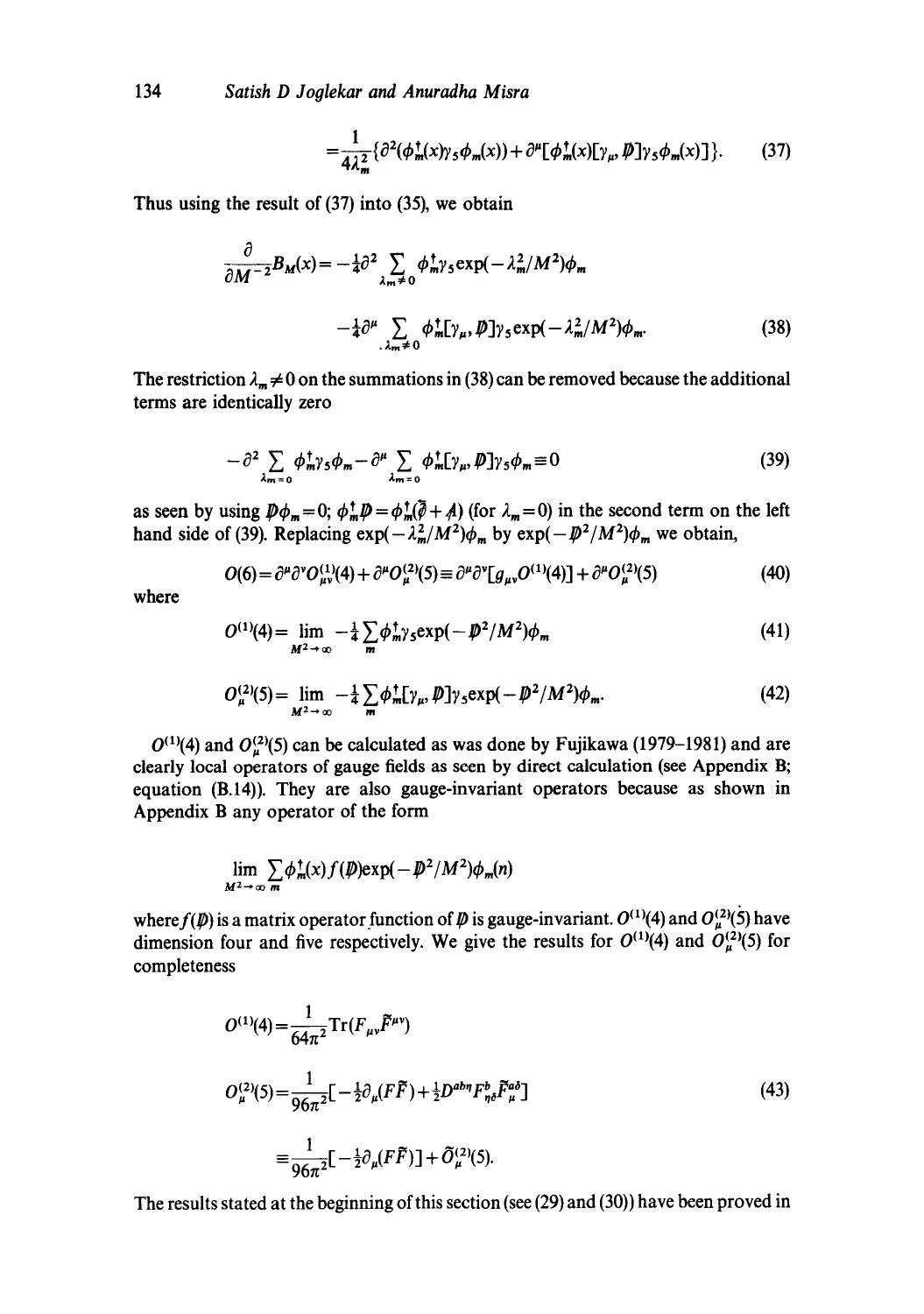$$
=\frac{1}{4\lambda_m^2}\{\partial^2(\phi_m^\dagger(x)\gamma_5\phi_m(x))+\partial^\mu[\phi_m^\dagger(x)[\gamma_\mu,\not{D}]\gamma_5\phi_m(x)]\}. \tag{37}
$$

Thus using the result of (37) into (35), we obtain

$$
\frac{\partial}{\partial M^{-2}}B_M(x)=-\tfrac{1}{4}\partial^2\sum_{\lambda_m\neq 0}\phi_m^\dagger\gamma_5\exp(-\lambda_m^2/M^2)\phi_m
$$

$$
-\tfrac{1}{4}\partial^\mu\sum_{\lambda_m\neq 0}\phi_m^\dagger[\gamma_\mu,\not{D}]\gamma_5\exp(-\lambda_m^2/M^2)\phi_m. \tag{38}
$$

The restriction $\lambda_m\neq 0$ on the summations in (38) can be removed because the additional terms are identically zero

$$
-\partial^2\sum_{\lambda_m=0}\phi_m^\dagger\gamma_5\phi_m-\partial^\mu\sum_{\lambda_m=0}\phi_m^\dagger[\gamma_\mu,\not{D}]\gamma_5\phi_m\equiv 0 \tag{39}
$$

as seen by using $\not{D}\phi_m=0$; $\phi_m^\dagger\not{D}=\phi_m^\dagger(\overleftarrow{\not{\partial}}+\not{A})$ (for $\lambda_m=0$) in the second term on the left hand side of (39). Replacing $\exp(-\lambda_m^2/M^2)\phi_m$ by $\exp(-\not{D}^2/M^2)\phi_m$ we obtain,

$$
O(6)=\partial^\mu\partial^\nu O_{\mu\nu}^{(1)}(4)+\partial^\mu O_\mu^{(2)}(5)\equiv\partial^\mu\partial^\nu[g_{\mu\nu}O^{(1)}(4)]+\partial^\mu O_\mu^{(2)}(5) \tag{40}
$$

where

$$
O^{(1)}(4)=\lim_{M^2\to\infty}-\tfrac{1}{4}\sum_m\phi_m^\dagger\gamma_5\exp(-\not{D}^2/M^2)\phi_m \tag{41}
$$

$$
O_\mu^{(2)}(5)=\lim_{M^2\to\infty}-\tfrac{1}{4}\sum_m\phi_m^\dagger[\gamma_\mu,\not{D}]\gamma_5\exp(-\not{D}^2/M^2)\phi_m. \tag{42}
$$

$O^{(1)}(4)$ and $O_\mu^{(2)}(5)$ can be calculated as was done by Fujikawa (1979–1981) and are clearly local operators of gauge fields as seen by direct calculation (see Appendix B; equation (B.14)). They are also gauge-invariant operators because as shown in Appendix B any operator of the form

$$
\lim_{M^2\to\infty}\sum_m\phi_m^\dagger(x)f(\not{D})\exp(-\not{D}^2/M^2)\phi_m(n)
$$

where $f(\not{D})$ is a matrix operator function of $\not{D}$ is gauge-invariant. $O^{(1)}(4)$ and $O_\mu^{(2)}(5)$ have dimension four and five respectively. We give the results for $O^{(1)}(4)$ and $O_\mu^{(2)}(5)$ for completeness

$$
O^{(1)}(4)=\frac{1}{64\pi^2}\mathrm{Tr}(F_{\mu\nu}\tilde{F}^{\mu\nu})
$$

$$
O_\mu^{(2)}(5)=\frac{1}{96\pi^2}[-\tfrac{1}{2}\partial_\mu(F\tilde{F})+\tfrac{1}{2}D^{ab\eta}F_{\eta\delta}^b\tilde{F}_\mu^{a\delta}] \tag{43}
$$

$$
\equiv\frac{1}{96\pi^2}[-\tfrac{1}{2}\partial_\mu(F\tilde{F})]+\tilde{O}_\mu^{(2)}(5).
$$

The results stated at the beginning of this section (see (29) and (30)) have been proved in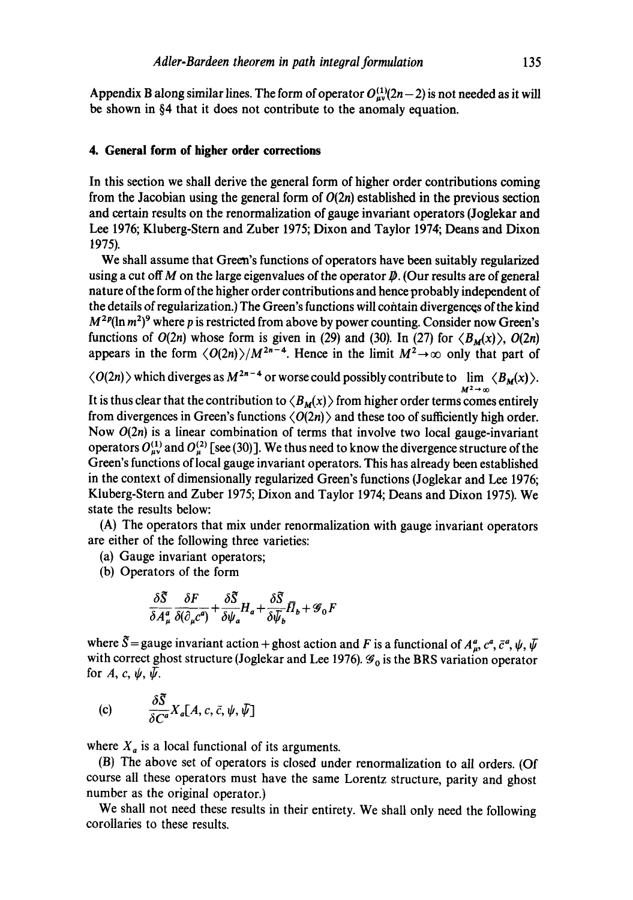Appendix B along similar lines. The form of operator $O_{\mu\nu}^{(1)}(2n-2)$ is not needed as it will be shown in §4 that it does not contribute to the anomaly equation.

## 4. General form of higher order corrections

In this section we shall derive the general form of higher order contributions coming from the Jacobian using the general form of $O(2n)$ established in the previous section and certain results on the renormalization of gauge invariant operators (Joglekar and Lee 1976; Kluberg-Stern and Zuber 1975; Dixon and Taylor 1974; Deans and Dixon 1975).

We shall assume that Green's functions of operators have been suitably regularized using a cut off $M$ on the large eigenvalues of the operator $\not{D}$. (Our results are of general nature of the form of the higher order contributions and hence probably independent of the details of regularization.) The Green's functions will contain divergences of the kind $M^{2p}(\ln m^2)^q$ where $p$ is restricted from above by power counting. Consider now Green's functions of $O(2n)$ whose form is given in (29) and (30). In (27) for $\langle B_M(x)\rangle$, $O(2n)$ appears in the form $\langle O(2n)\rangle/M^{2n-4}$. Hence in the limit $M^2\to\infty$ only that part of $\langle O(2n)\rangle$ which diverges as $M^{2n-4}$ or worse could possibly contribute to $\lim\limits_{M^2\to\infty}\langle B_M(x)\rangle$. It is thus clear that the contribution to $\langle B_M(x)\rangle$ from higher order terms comes entirely from divergences in Green's functions $\langle O(2n)\rangle$ and these too of sufficiently high order. Now $O(2n)$ is a linear combination of terms that involve two local gauge-invariant operators $O_{\mu\nu}^{(1)}$ and $O_{\mu}^{(2)}$ [see (30)]. We thus need to know the divergence structure of the Green's functions of local gauge invariant operators. This has already been established in the context of dimensionally regularized Green's functions (Joglekar and Lee 1976; Kluberg-Stern and Zuber 1975; Dixon and Taylor 1974; Deans and Dixon 1975). We state the results below:

(A) The operators that mix under renormalization with gauge invariant operators are either of the following three varieties:

(a) Gauge invariant operators;

(b) Operators of the form

$$\frac{\delta\tilde{S}}{\delta A_\mu^a}\frac{\delta F}{\delta(\partial_\mu c^a)}+\frac{\delta\tilde{S}}{\delta\psi_a}H_a+\frac{\delta\tilde{S}}{\delta\bar{\psi}_b}\bar{H}_b+\mathscr{G}_0 F$$

where $\tilde{S}$ = gauge invariant action + ghost action and $F$ is a functional of $A_\mu^a$, $c^a$, $\bar{c}^a$, $\psi$, $\bar{\psi}$ with correct ghost structure (Joglekar and Lee 1976). $\mathscr{G}_0$ is the BRS variation operator for $A$, $c$, $\psi$, $\bar{\psi}$.

(c) $$\frac{\delta\tilde{S}}{\delta C^a}X_a[A,c,\bar{c},\psi,\bar{\psi}]$$

where $X_a$ is a local functional of its arguments.

(B) The above set of operators is closed under renormalization to all orders. (Of course all these operators must have the same Lorentz structure, parity and ghost number as the original operator.)

We shall not need these results in their entirety. We shall only need the following corollaries to these results.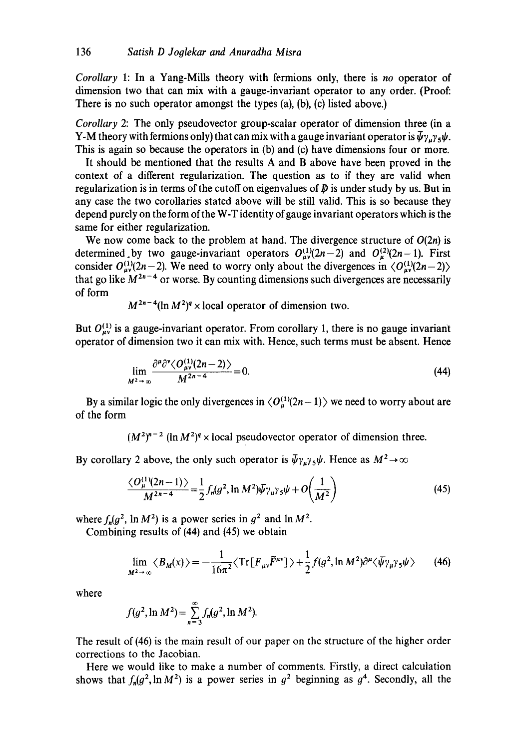*Corollary* 1: In a Yang-Mills theory with fermions only, there is *no* operator of dimension two that can mix with a gauge-invariant operator to any order. (Proof: There is no such operator amongst the types (a), (b), (c) listed above.)

*Corollary* 2: The only pseudovector group-scalar operator of dimension three (in a Y-M theory with fermions only) that can mix with a gauge invariant operator is $\bar{\psi}\gamma_\mu\gamma_5\psi$. This is again so because the operators in (b) and (c) have dimensions four or more.

It should be mentioned that the results A and B above have been proved in the context of a different regularization. The question as to if they are valid when regularization is in terms of the cutoff on eigenvalues of $\not{D}$ is under study by us. But in any case the two corollaries stated above will be still valid. This is so because they depend purely on the form of the W-T identity of gauge invariant operators which is the same for either regularization.

We now come back to the problem at hand. The divergence structure of $O(2n)$ is determined by two gauge-invariant operators $O^{(1)}_{\mu\nu}(2n-2)$ and $O^{(2)}_{\mu}(2n-1)$. First consider $O^{(1)}_{\mu\nu}(2n-2)$. We need to worry only about the divergences in $\langle O^{(1)}_{\mu\nu}(2n-2)\rangle$ that go like $M^{2n-4}$ or worse. By counting dimensions such divergences are necessarily of form

$$M^{2n-4}(\ln M^2)^q \times \text{local operator of dimension two.}$$

But $O^{(1)}_{\mu\nu}$ is a gauge-invariant operator. From corollary 1, there is no gauge invariant operator of dimension two it can mix with. Hence, such terms must be absent. Hence

$$\lim_{M^2\to\infty} \frac{\partial^\mu\partial^\nu\langle O^{(1)}_{\mu\nu}(2n-2)\rangle}{M^{2n-4}} = 0. \tag{44}$$

By a similar logic the only divergences in $\langle O^{(1)}_{\mu}(2n-1)\rangle$ we need to worry about are of the form

$$(M^2)^{n-2}(\ln M^2)^q \times \text{local pseudovector operator of dimension three.}$$

By corollary 2 above, the only such operator is $\bar{\psi}\gamma_\mu\gamma_5\psi$. Hence as $M^2\to\infty$

$$\frac{\langle O^{(1)}_{\mu}(2n-1)\rangle}{M^{2n-4}} = \frac{1}{2} f_n(g^2, \ln M^2)\bar{\psi}\gamma_\mu\gamma_5\psi + O\left(\frac{1}{M^2}\right) \tag{45}$$

where $f_n(g^2, \ln M^2)$ is a power series in $g^2$ and $\ln M^2$.

Combining results of (44) and (45) we obtain

$$\lim_{M^2\to\infty} \langle B_M(x)\rangle = -\frac{1}{16\pi^2}\langle \mathrm{Tr}[F_{\mu\nu}\tilde{F}^{\mu\nu}]\rangle + \frac{1}{2} f(g^2, \ln M^2)\partial^\mu\langle\bar{\psi}\gamma_\mu\gamma_5\psi\rangle \tag{46}$$

where

$$f(g^2, \ln M^2) = \sum_{n=3}^{\infty} f_n(g^2, \ln M^2).$$

The result of (46) is the main result of our paper on the structure of the higher order corrections to the Jacobian.

Here we would like to make a number of comments. Firstly, a direct calculation shows that $f_n(g^2, \ln M^2)$ is a power series in $g^2$ beginning as $g^4$. Secondly, all the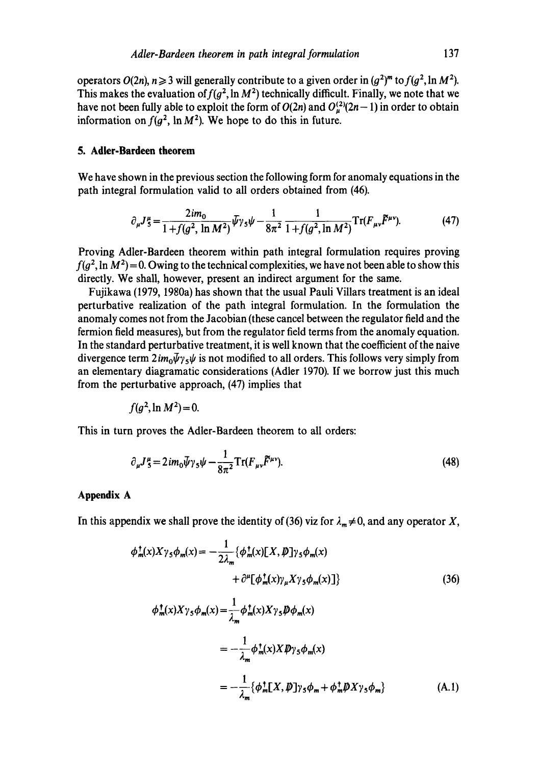operators $O(2n)$, $n \geqslant 3$ will generally contribute to a given order in $(g^2)^m$ to $f(g^2, \ln M^2)$. This makes the evaluation of $f(g^2, \ln M^2)$ technically difficult. Finally, we note that we have not been fully able to exploit the form of $O(2n)$ and $O_\mu^{(2)}(2n-1)$ in order to obtain information on $f(g^2, \ln M^2)$. We hope to do this in future.

## 5. Adler-Bardeen theorem

We have shown in the previous section the following form for anomaly equations in the path integral formulation valid to all orders obtained from (46).

$$\partial_\mu J_5^\mu = \frac{2im_0}{1+f(g^2, \ln M^2)} \bar{\psi}\gamma_5\psi - \frac{1}{8\pi^2}\frac{1}{1+f(g^2, \ln M^2)} \mathrm{Tr}(F_{\mu\nu}\tilde{F}^{\mu\nu}). \tag{47}$$

Proving Adler-Bardeen theorem within path integral formulation requires proving $f(g^2, \ln M^2) = 0$. Owing to the technical complexities, we have not been able to show this directly. We shall, however, present an indirect argument for the same.

Fujikawa (1979, 1980a) has shown that the usual Pauli Villars treatment is an ideal perturbative realization of the path integral formulation. In the formulation the anomaly comes not from the Jacobian (these cancel between the regulator field and the fermion field measures), but from the regulator field terms from the anomaly equation. In the standard perturbative treatment, it is well known that the coefficient of the naive divergence term $2im_0\bar{\psi}\gamma_5\psi$ is not modified to all orders. This follows very simply from an elementary diagramatic considerations (Adler 1970). If we borrow just this much from the perturbative approach, (47) implies that

$$f(g^2, \ln M^2) = 0.$$

This in turn proves the Adler-Bardeen theorem to all orders:

$$\partial_\mu J_5^\mu = 2im_0\bar{\psi}\gamma_5\psi - \frac{1}{8\pi^2}\mathrm{Tr}(F_{\mu\nu}\tilde{F}^{\mu\nu}). \tag{48}$$

## Appendix A

In this appendix we shall prove the identity of (36) viz for $\lambda_m \neq 0$, and any operator $X$,

$$\phi_m^\dagger(x) X\gamma_5\phi_m(x) = -\frac{1}{2\lambda_m}\{\phi_m^\dagger(x)[X, \not{D}]\gamma_5\phi_m(x) + \partial^\mu[\phi_m^\dagger(x)\gamma_\mu X\gamma_5\phi_m(x)]\} \tag{36}$$

$$\begin{aligned}
\phi_m^\dagger(x) X\gamma_5\phi_m(x) &= \frac{1}{\lambda_m}\phi_m^\dagger(x) X\gamma_5\not{D}\phi_m(x) \\
&= -\frac{1}{\lambda_m}\phi_m^\dagger(x) X\not{D}\gamma_5\phi_m(x) \\
&= -\frac{1}{\lambda_m}\{\phi_m^\dagger[X, \not{D}]\gamma_5\phi_m + \phi_m^\dagger\not{D}X\gamma_5\phi_m\}
\end{aligned} \tag{A.1}$$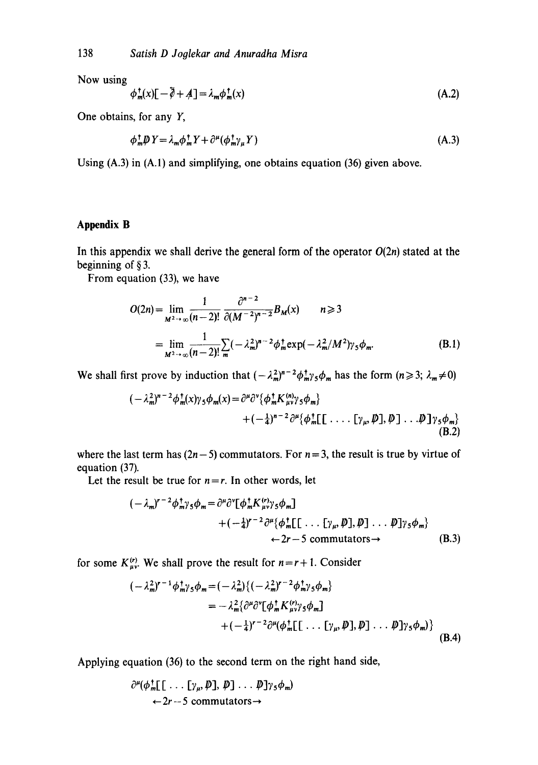Now using

$$\phi_m^\dagger(x)[-\overleftarrow{\not\partial}+\not A]=\lambda_m\phi_m^\dagger(x) \tag{A.2}$$

One obtains, for any $Y$,

$$\phi_m^\dagger \not D Y=\lambda_m\phi_m^\dagger Y+\partial^\mu(\phi_m^\dagger\gamma_\mu Y) \tag{A.3}$$

Using (A.3) in (A.1) and simplifying, one obtains equation (36) given above.

## Appendix B

In this appendix we shall derive the general form of the operator $O(2n)$ stated at the beginning of § 3.

From equation (33), we have

$$\begin{aligned} O(2n) &= \lim_{M^2\to\infty}\frac{1}{(n-2)!}\frac{\partial^{n-2}}{\partial(M^{-2})^{n-2}}B_M(x) \qquad n\geqslant 3 \\ &= \lim_{M^2\to\infty}\frac{1}{(n-2)!}\sum_m(-\lambda_m^2)^{n-2}\phi_m^\dagger\exp(-\lambda_m^2/M^2)\gamma_5\phi_m. \end{aligned} \tag{B.1}$$

We shall first prove by induction that $(-\lambda_m^2)^{n-2}\phi_m^\dagger\gamma_5\phi_m$ has the form ($n\geqslant 3$; $\lambda_m\neq 0$)

$$\begin{aligned}(-\lambda_m^2)^{n-2}\phi_m^\dagger(x)\gamma_5\phi_m(x) &= \partial^\mu\partial^\nu\{\phi_m^\dagger K_{\mu\nu}^{(n)}\gamma_5\phi_m\} \\ &\quad +(-\tfrac{1}{4})^{n-2}\partial^\mu\{\phi_m^\dagger[[\ldots.[\gamma_\mu,\not D],\not D]\ldots\not D]\gamma_5\phi_m\}\end{aligned} \tag{B.2}$$

where the last term has $(2n-5)$ commutators. For $n=3$, the result is true by virtue of equation (37).

Let the result be true for $n=r$. In other words, let

$$\begin{aligned}(-\lambda_m)^{r-2}\phi_m^\dagger\gamma_5\phi_m &= \partial^\mu\partial^\nu[\phi_m^\dagger K_{\mu\nu}^{(r)}\gamma_5\phi_m] \\ &\quad +(-\tfrac{1}{4})^{r-2}\partial^\mu\{\phi_m^\dagger[[\ldots[\gamma_\mu,\not D],\not D]\ldots\not D]\gamma_5\phi_m\} \\ &\qquad\qquad \leftarrow 2r-5 \text{ commutators}\rightarrow\end{aligned} \tag{B.3}$$

for some $K_{\mu\nu}^{(r)}$. We shall prove the result for $n=r+1$. Consider

$$\begin{aligned}(-\lambda_m^2)^{r-1}\phi_m^\dagger\gamma_5\phi_m &= (-\lambda_m^2)\{(-\lambda_m^2)^{r-2}\phi_m^\dagger\gamma_5\phi_m\} \\ &= -\lambda_m^2\{\partial^\mu\partial^\nu[\phi_m^\dagger K_{\mu\nu}^{(r)}\gamma_5\phi_m] \\ &\quad +(-\tfrac{1}{4})^{r-2}\partial^\mu(\phi_m^\dagger[[\ldots[\gamma_\mu,\not D],\not D]\ldots\not D]\gamma_5\phi_m)\}\end{aligned} \tag{B.4}$$

Applying equation (36) to the second term on the right hand side,

$$\begin{aligned}&\partial^\mu(\phi_m^\dagger[[\ldots[\gamma_\mu,\not D],\not D]\ldots\not D]\gamma_5\phi_m) \\ &\leftarrow 2r-5 \text{ commutators}\rightarrow\end{aligned}$$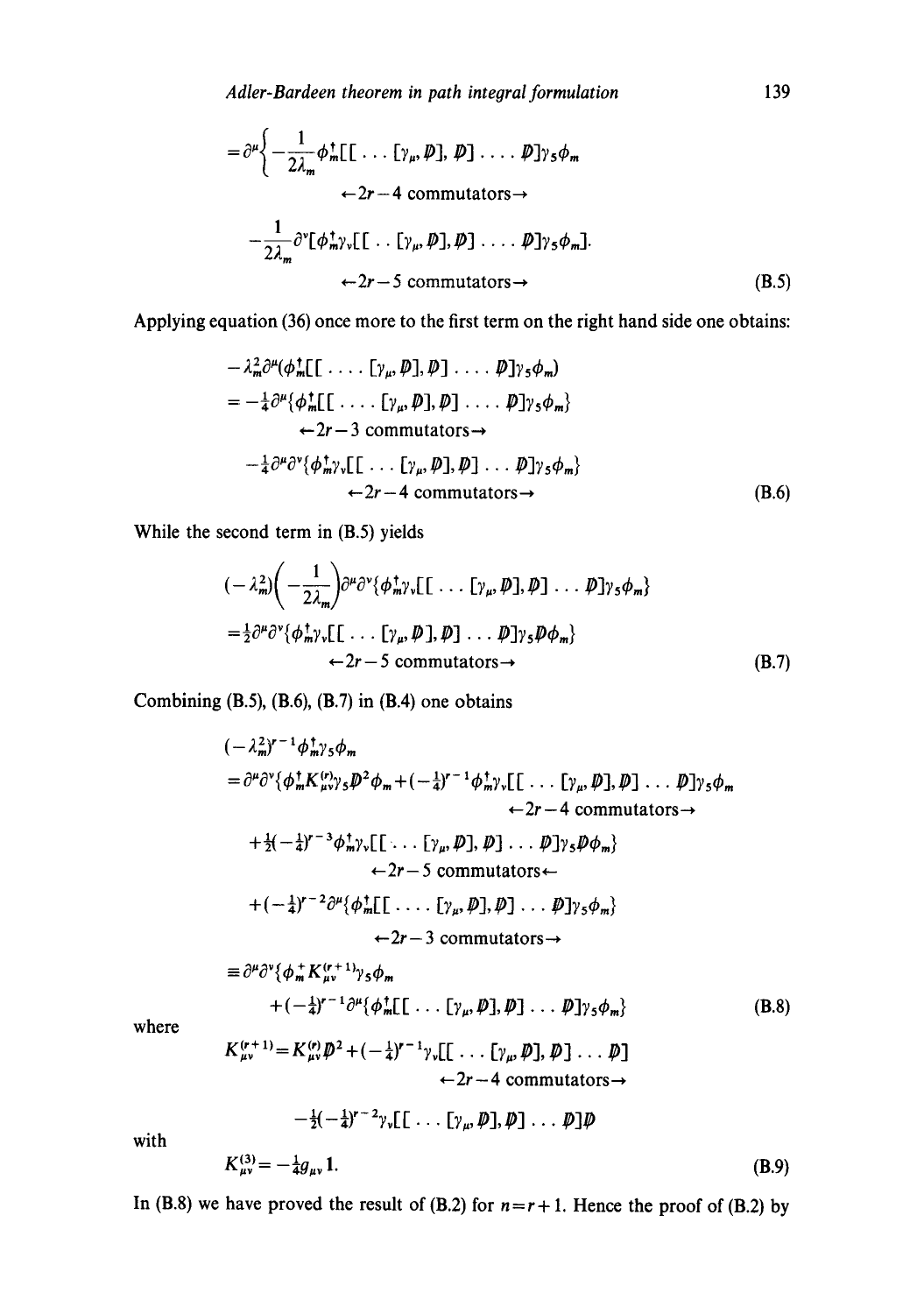$$
= \partial^\mu \Big\{ -\frac{1}{2\lambda_m} \phi_m^\dagger [[ \dots [\gamma_\mu, \not{D}], \not{D}] \dots . \not{D}] \gamma_5 \phi_m
$$

$$
\leftarrow 2r-4 \text{ commutators} \rightarrow
$$

$$
- \frac{1}{2\lambda_m} \partial^\nu [\phi_m^\dagger \gamma_\nu [[ \dots [\gamma_\mu, \not{D}], \not{D}] \dots . \not{D}] \gamma_5 \phi_m].
$$

$$
\leftarrow 2r-5 \text{ commutators} \rightarrow \tag{B.5}
$$

Applying equation (36) once more to the first term on the right hand side one obtains:

$$
- \lambda_m^2 \partial^\mu (\phi_m^\dagger [[ \dots . [\gamma_\mu, \not{D}], \not{D}] \dots . \not{D}] \gamma_5 \phi_m)
$$

$$
= -\tfrac{1}{4} \partial^\mu \{ \phi_m^\dagger [[ \dots . [\gamma_\mu, \not{D}], \not{D}] \dots . \not{D}] \gamma_5 \phi_m \}
$$

$$
\leftarrow 2r-3 \text{ commutators} \rightarrow
$$

$$
- \tfrac{1}{4} \partial^\mu \partial^\nu \{ \phi_m^\dagger \gamma_\nu [[ \dots [\gamma_\mu, \not{D}], \not{D}] \dots \not{D}] \gamma_5 \phi_m \}
$$

$$
\leftarrow 2r-4 \text{ commutators} \rightarrow \tag{B.6}
$$

While the second term in (B.5) yields

$$
(-\lambda_m^2) \left( -\frac{1}{2\lambda_m} \right) \partial^\mu \partial^\nu \{ \phi_m^\dagger \gamma_\nu [[ \dots [\gamma_\mu, \not{D}], \not{D}] \dots \not{D}] \gamma_5 \phi_m \}
$$

$$
= \tfrac{1}{2} \partial^\mu \partial^\nu \{ \phi_m^\dagger \gamma_\nu [[ \dots [\gamma_\mu, \not{D}], \not{D}] \dots \not{D}] \gamma_5 \not{D} \phi_m \}
$$

$$
\leftarrow 2r-5 \text{ commutators} \rightarrow \tag{B.7}
$$

Combining (B.5), (B.6), (B.7) in (B.4) one obtains

$$
(-\lambda_m^2)^{r-1} \phi_m^\dagger \gamma_5 \phi_m
$$

$$
= \partial^\mu \partial^\nu \{ \phi_m^\dagger K_{\mu\nu}^{(r)} \gamma_5 \not{D}^2 \phi_m + (-\tfrac{1}{4})^{r-1} \phi_m^\dagger \gamma_\nu [[ \dots [\gamma_\mu, \not{D}], \not{D}] \dots \not{D}] \gamma_5 \phi_m
$$

$$
\leftarrow 2r-4 \text{ commutators} \rightarrow
$$

$$
+ \tfrac{1}{2} (-\tfrac{1}{4})^{r-3} \phi_m^\dagger \gamma_\nu [[ \dots [\gamma_\mu, \not{D}], \not{D}] \dots \not{D}] \gamma_5 \not{D} \phi_m \}
$$

$$
\leftarrow 2r-5 \text{ commutators} \leftarrow
$$

$$
+ (-\tfrac{1}{4})^{r-2} \partial^\mu \{ \phi_m^\dagger [[ \dots . [\gamma_\mu, \not{D}], \not{D}] \dots \not{D}] \gamma_5 \phi_m \}
$$

$$
\leftarrow 2r-3 \text{ commutators} \rightarrow
$$

$$
\equiv \partial^\mu \partial^\nu \{ \phi_m^+ K_{\mu\nu}^{(r+1)} \gamma_5 \phi_m
$$

$$
+ (-\tfrac{1}{4})^{r-1} \partial^\mu \{ \phi_m^\dagger [[ \dots [\gamma_\mu, \not{D}], \not{D}] \dots \not{D}] \gamma_5 \phi_m \} \tag{B.8}
$$

where

$$
K_{\mu\nu}^{(r+1)} = K_{\mu\nu}^{(r)} \not{D}^2 + (-\tfrac{1}{4})^{r-1} \gamma_\nu [[ \dots [\gamma_\mu, \not{D}], \not{D}] \dots \not{D}]
$$

$$
\leftarrow 2r-4 \text{ commutators} \rightarrow
$$

$$
- \tfrac{1}{2} (-\tfrac{1}{4})^{r-2} \gamma_\nu [[ \dots [\gamma_\mu, \not{D}], \not{D}] \dots \not{D}] \not{D}
$$

with

$$
K_{\mu\nu}^{(3)} = -\tfrac{1}{4} g_{\mu\nu} \mathbf{1}. \tag{B.9}
$$

In (B.8) we have proved the result of (B.2) for $n = r+1$. Hence the proof of (B.2) by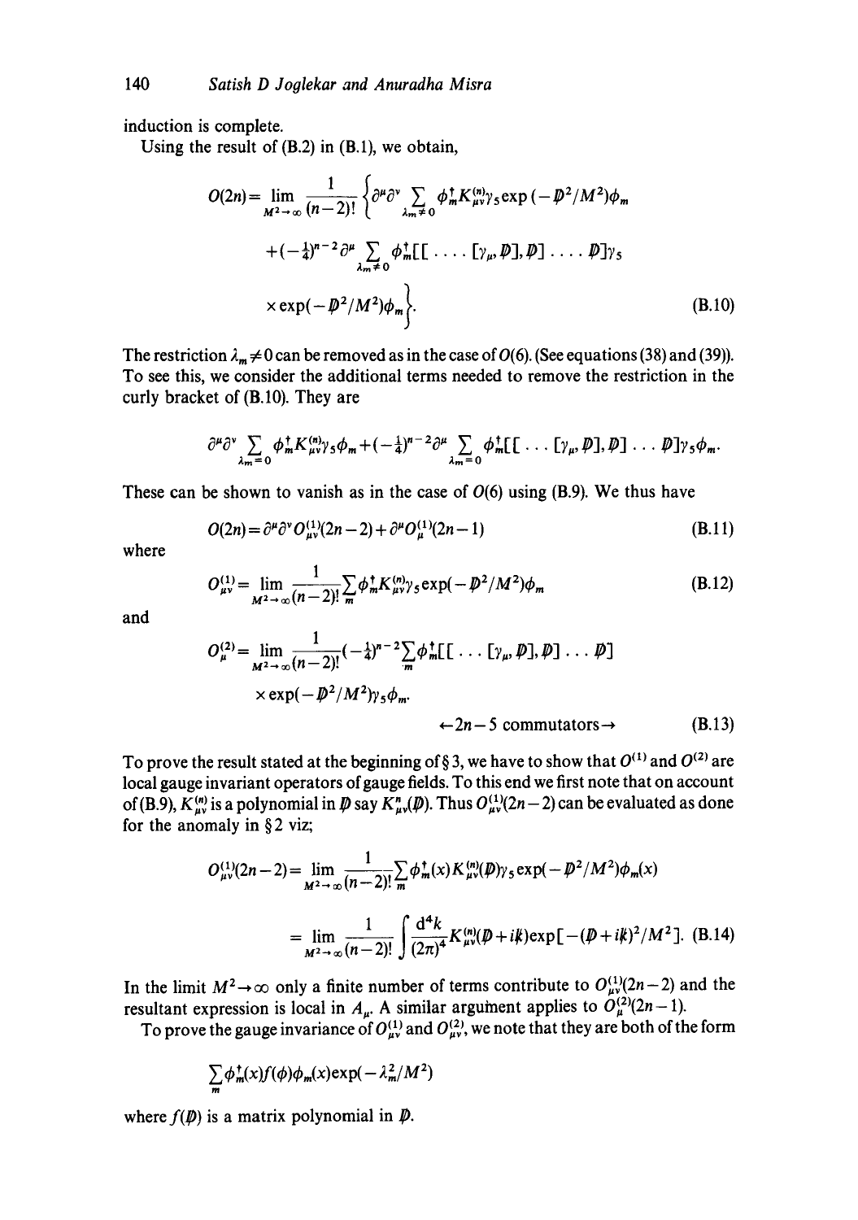induction is complete.

Using the result of (B.2) in (B.1), we obtain,

$$O(2n) = \lim_{M^2\to\infty} \frac{1}{(n-2)!} \Big\{ \partial^\mu \partial^\nu \sum_{\lambda_m \neq 0} \phi_m^\dagger K_{\mu\nu}^{(n)} \gamma_5 \exp(-\not{D}^2/M^2)\phi_m$$

$$+ (-\tfrac{1}{4})^{n-2} \partial^\mu \sum_{\lambda_m \neq 0} \phi_m^\dagger [[\ldots [\gamma_\mu, \not{D}], \not{D}] \ldots \not{D}]\gamma_5$$

$$\times \exp(-\not{D}^2/M^2)\phi_m \Big\}. \tag{B.10}$$

The restriction $\lambda_m \neq 0$ can be removed as in the case of $O(6)$. (See equations (38) and (39)). To see this, we consider the additional terms needed to remove the restriction in the curly bracket of (B.10). They are

$$\partial^\mu \partial^\nu \sum_{\lambda_m = 0} \phi_m^\dagger K_{\mu\nu}^{(n)} \gamma_5 \phi_m + (-\tfrac{1}{4})^{n-2} \partial^\mu \sum_{\lambda_m = 0} \phi_m^\dagger [[\ldots [\gamma_\mu, \not{D}], \not{D}] \ldots \not{D}]\gamma_5 \phi_m.$$

These can be shown to vanish as in the case of $O(6)$ using (B.9). We thus have

$$O(2n) = \partial^\mu \partial^\nu O_{\mu\nu}^{(1)}(2n-2) + \partial^\mu O_\mu^{(1)}(2n-1) \tag{B.11}$$

where

$$O_{\mu\nu}^{(1)} = \lim_{M^2\to\infty} \frac{1}{(n-2)!} \sum_m \phi_m^\dagger K_{\mu\nu}^{(n)} \gamma_5 \exp(-\not{D}^2/M^2)\phi_m \tag{B.12}$$

and

$$O_\mu^{(2)} = \lim_{M^2\to\infty} \frac{1}{(n-2)!} (-\tfrac{1}{4})^{n-2} \sum_m \phi_m^\dagger [[\ldots [\gamma_\mu, \not{D}], \not{D}] \ldots \not{D}]$$

$$\times \exp(-\not{D}^2/M^2)\gamma_5 \phi_m.$$

$$\leftarrow 2n-5 \text{ commutators} \rightarrow \tag{B.13}$$

To prove the result stated at the beginning of § 3, we have to show that $O^{(1)}$ and $O^{(2)}$ are local gauge invariant operators of gauge fields. To this end we first note that on account of (B.9), $K_{\mu\nu}^{(n)}$ is a polynomial in $\not{D}$ say $K_{\mu\nu}^n(\not{D})$. Thus $O_{\mu\nu}^{(1)}(2n-2)$ can be evaluated as done for the anomaly in § 2 viz;

$$O_{\mu\nu}^{(1)}(2n-2) = \lim_{M^2\to\infty} \frac{1}{(n-2)!} \sum_m \phi_m^\dagger(x) K_{\mu\nu}^{(n)}(\not{D})\gamma_5 \exp(-\not{D}^2/M^2)\phi_m(x)$$

$$= \lim_{M^2\to\infty} \frac{1}{(n-2)!} \int \frac{d^4k}{(2\pi)^4} K_{\mu\nu}^{(n)}(\not{D} + i\not{k}) \exp[-(\not{D} + i\not{k})^2/M^2]. \tag{B.14}$$

In the limit $M^2 \to \infty$ only a finite number of terms contribute to $O_{\mu\nu}^{(1)}(2n-2)$ and the resultant expression is local in $A_\mu$. A similar argument applies to $O_\mu^{(2)}(2n-1)$.

To prove the gauge invariance of $O_{\mu\nu}^{(1)}$ and $O_{\mu\nu}^{(2)}$, we note that they are both of the form

$$\sum_m \phi_m^\dagger(x) f(\not{D}) \phi_m(x) \exp(-\lambda_m^2/M^2)$$

where $f(\not{D})$ is a matrix polynomial in $\not{D}$.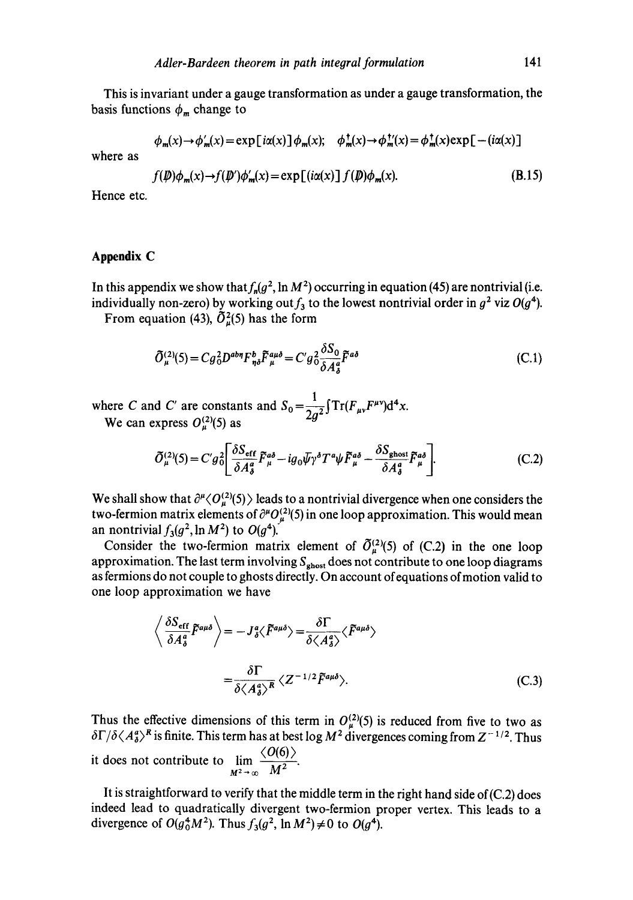This is invariant under a gauge transformation as under a gauge transformation, the basis functions $\phi_m$ change to

$$\phi_m(x) \to \phi'_m(x) = \exp[i\alpha(x)]\phi_m(x); \quad \phi^\dagger_m(x) \to \phi^{\dagger\prime}_m(x) = \phi^\dagger_m(x)\exp[-(i\alpha(x)]$$

where as

$$f(\not{D})\phi_m(x) \to f(\not{D}')\phi'_m(x) = \exp[(i\alpha(x)]\, f(\not{D})\phi_m(x). \tag{B.15}$$

Hence etc.

## Appendix C

In this appendix we show that $f_n(g^2, \ln M^2)$ occurring in equation (45) are nontrivial (i.e. individually non-zero) by working out $f_3$ to the lowest nontrivial order in $g^2$ viz $O(g^4)$.

From equation (43), $\tilde{O}^2_\mu(5)$ has the form

$$\tilde{O}^{(2)}_\mu(5) = C g_0^2 D^{ab\eta} F^b_{\eta\delta} \tilde{F}^{a\mu\delta}_{\ \ \mu} = C' g_0^2 \frac{\delta S_0}{\delta A^a_\delta} \tilde{F}^{a\delta} \tag{C.1}$$

where $C$ and $C'$ are constants and $S_0 = \dfrac{1}{2g^2}\int \mathrm{Tr}(F_{\mu\nu}F^{\mu\nu})\mathrm{d}^4x$.

We can express $O^{(2)}_\mu(5)$ as

$$\tilde{O}^{(2)}_\mu(5) = C' g_0^2 \left[ \frac{\delta S_{\text{eff}}}{\delta A^a_\delta} \tilde{F}^{a\delta}_\mu - i g_0 \bar{\psi}\gamma^\delta T^a \psi \tilde{F}^{a\delta}_\mu - \frac{\delta S_{\text{ghost}}}{\delta A^a_\delta} \tilde{F}^{a\delta}_\mu \right]. \tag{C.2}$$

We shall show that $\partial^\mu \langle O^{(2)}_\mu(5) \rangle$ leads to a nontrivial divergence when one considers the two-fermion matrix elements of $\partial^\mu O^{(2)}_\mu(5)$ in one loop approximation. This would mean an nontrivial $f_3(g^2, \ln M^2)$ to $O(g^4)$.

Consider the two-fermion matrix element of $\tilde{O}^{(2)}_\mu(5)$ of (C.2) in the one loop approximation. The last term involving $S_{\text{ghost}}$ does not contribute to one loop diagrams as fermions do not couple to ghosts directly. On account of equations of motion valid to one loop approximation we have

$$\left\langle \frac{\delta S_{\text{eff}}}{\delta A^a_\delta} \tilde{F}^{a\mu\delta} \right\rangle = -J^a_\delta \langle \tilde{F}^{a\mu\delta} \rangle = \frac{\delta \Gamma}{\delta \langle A^a_\delta \rangle} \langle \tilde{F}^{a\mu\delta} \rangle$$

$$= \frac{\delta \Gamma}{\delta \langle A^a_\delta \rangle^R} \langle Z^{-1/2} \tilde{F}^{a\mu\delta} \rangle. \tag{C.3}$$

Thus the effective dimensions of this term in $O^{(2)}_\mu(5)$ is reduced from five to two as $\delta\Gamma/\delta\langle A^a_\delta\rangle^R$ is finite. This term has at best log $M^2$ divergences coming from $Z^{-1/2}$. Thus it does not contribute to $\lim\limits_{M^2 \to \infty} \dfrac{\langle O(6) \rangle}{M^2}$.

It is straightforward to verify that the middle term in the right hand side of (C.2) does indeed lead to quadratically divergent two-fermion proper vertex. This leads to a divergence of $O(g_0^4 M^2)$. Thus $f_3(g^2, \ln M^2) \neq 0$ to $O(g^4)$.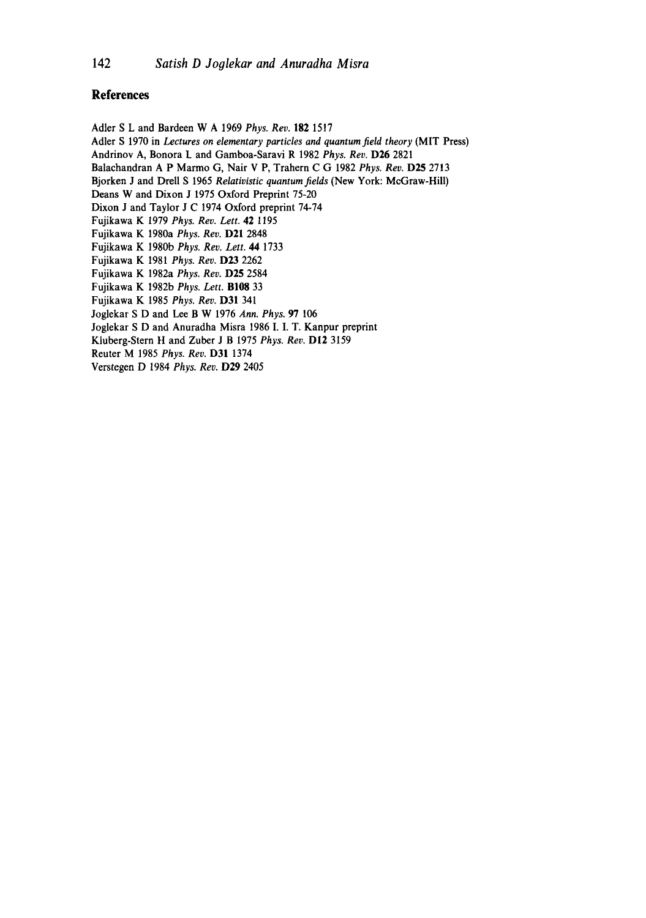## References

Adler S L and Bardeen W A 1969 *Phys. Rev.* **182** 1517

Adler S 1970 in *Lectures on elementary particles and quantum field theory* (MIT Press)

Andrinov A, Bonora L and Gamboa-Saravi R 1982 *Phys. Rev.* **D26** 2821

Balachandran A P Marmo G, Nair V P, Trahern C G 1982 *Phys. Rev.* **D25** 2713

Bjorken J and Drell S 1965 *Relativistic quantum fields* (New York: McGraw-Hill)

Deans W and Dixon J 1975 Oxford Preprint 75-20

Dixon J and Taylor J C 1974 Oxford preprint 74-74

Fujikawa K 1979 *Phys. Rev. Lett.* **42** 1195

Fujikawa K 1980a *Phys. Rev.* **D21** 2848

Fujikawa K 1980b *Phys. Rev. Lett.* **44** 1733

Fujikawa K 1981 *Phys. Rev.* **D23** 2262

Fujikawa K 1982a *Phys. Rev.* **D25** 2584

Fujikawa K 1982b *Phys. Lett.* **B108** 33

Fujikawa K 1985 *Phys. Rev.* **D31** 341

Joglekar S D and Lee B W 1976 *Ann. Phys.* **97** 106

Joglekar S D and Anuradha Misra 1986 I. I. T. Kanpur preprint

Kluberg-Stern H and Zuber J B 1975 *Phys. Rev.* **D12** 3159

Reuter M 1985 *Phys. Rev.* **D31** 1374

Verstegen D 1984 *Phys. Rev.* **D29** 2405